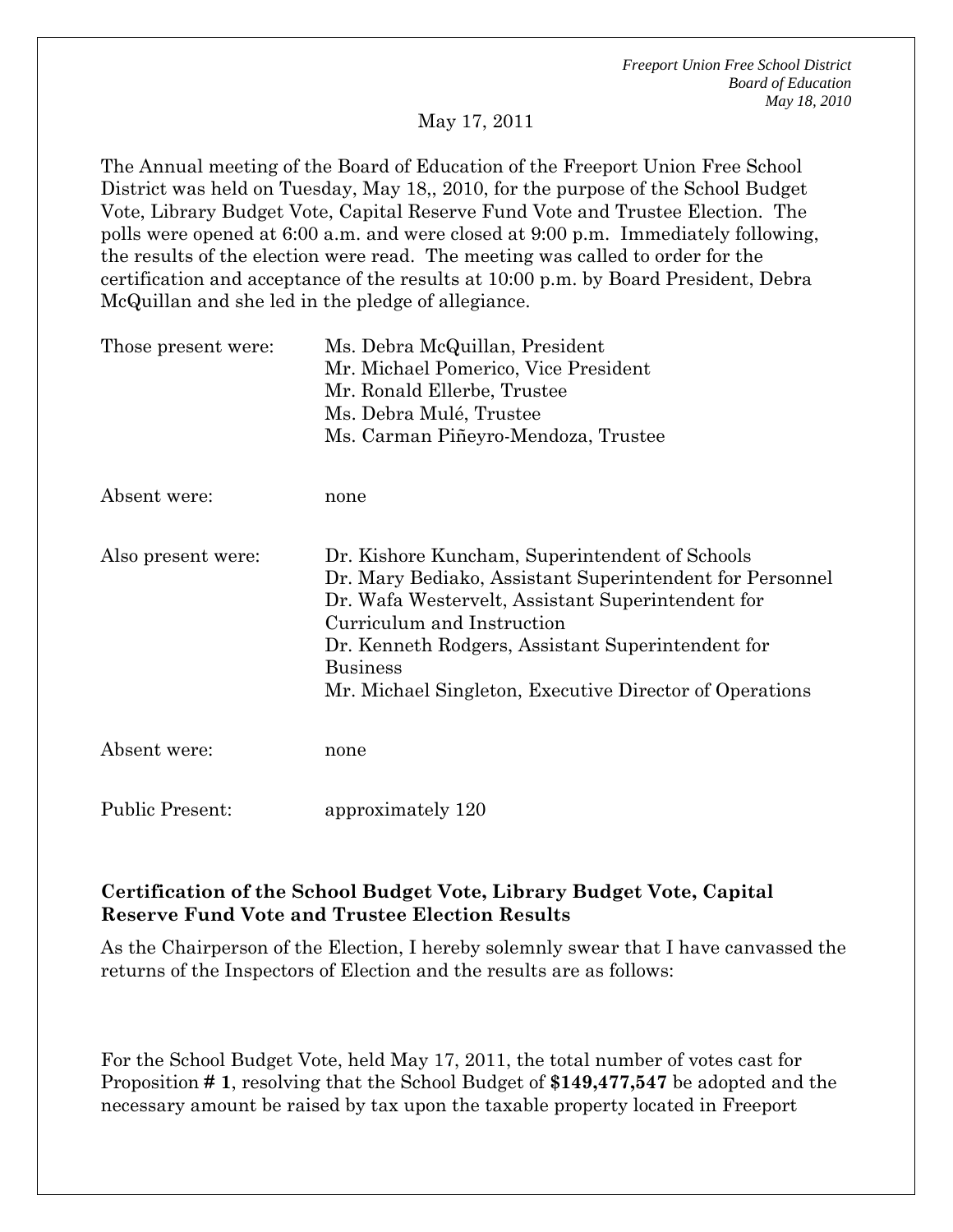May 17, 2011

The Annual meeting of the Board of Education of the Freeport Union Free School District was held on Tuesday, May 18,, 2010, for the purpose of the School Budget Vote, Library Budget Vote, Capital Reserve Fund Vote and Trustee Election. The polls were opened at 6:00 a.m. and were closed at 9:00 p.m. Immediately following, the results of the election were read. The meeting was called to order for the certification and acceptance of the results at 10:00 p.m. by Board President, Debra McQuillan and she led in the pledge of allegiance.

| | |
|---|---|
| Those present were: | Ms. Debra McQuillan, President<br>Mr. Michael Pomerico, Vice President<br>Mr. Ronald Ellerbe, Trustee<br>Ms. Debra Mulé, Trustee<br>Ms. Carman Piñeyro-Mendoza, Trustee |
| Absent were: | none |
| Also present were: | Dr. Kishore Kuncham, Superintendent of Schools<br>Dr. Mary Bediako, Assistant Superintendent for Personnel<br>Dr. Wafa Westervelt, Assistant Superintendent for Curriculum and Instruction<br>Dr. Kenneth Rodgers, Assistant Superintendent for Business<br>Mr. Michael Singleton, Executive Director of Operations |
| Absent were: | none |
| Public Present: | approximately 120 |

**Certification of the School Budget Vote, Library Budget Vote, Capital Reserve Fund Vote and Trustee Election Results**

As the Chairperson of the Election, I hereby solemnly swear that I have canvassed the returns of the Inspectors of Election and the results are as follows:

For the School Budget Vote, held May 17, 2011, the total number of votes cast for Proposition **# 1**, resolving that the School Budget of **$149,477,547** be adopted and the necessary amount be raised by tax upon the taxable property located in Freeport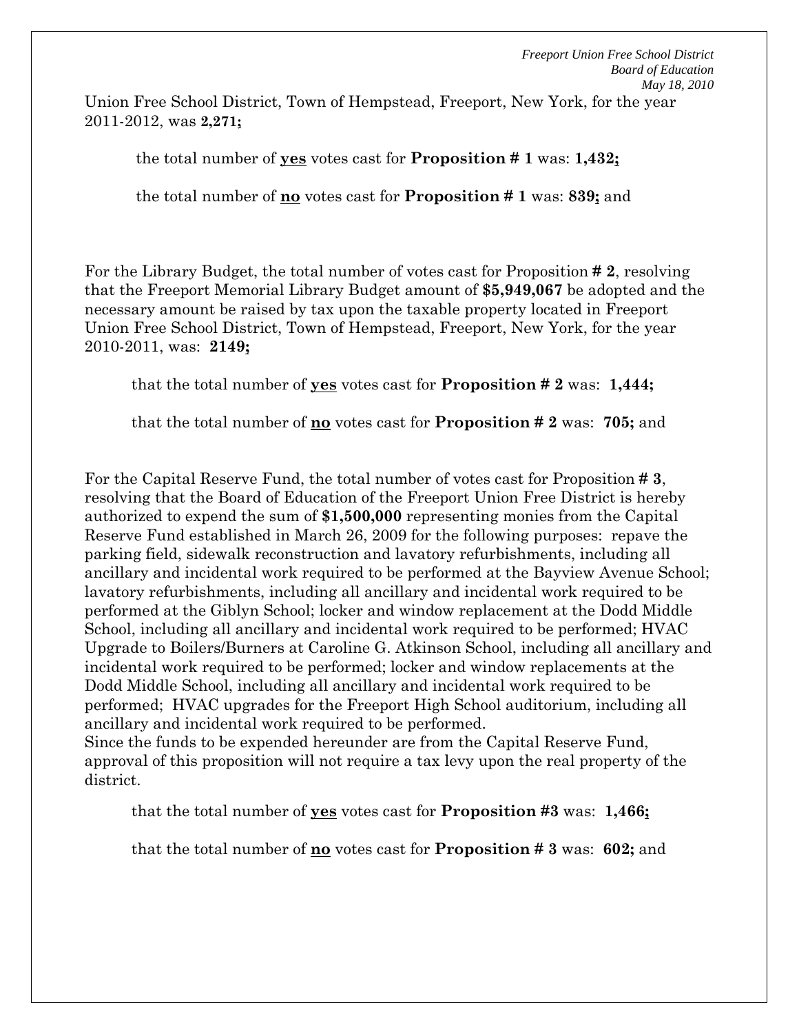Union Free School District, Town of Hempstead, Freeport, New York, for the year 2011-2012, was **2,271;**

the total number of **yes** votes cast for **Proposition # 1** was: **1,432;**

the total number of **no** votes cast for **Proposition # 1** was: **839;** and

For the Library Budget, the total number of votes cast for Proposition **# 2**, resolving that the Freeport Memorial Library Budget amount of **$5,949,067** be adopted and the necessary amount be raised by tax upon the taxable property located in Freeport Union Free School District, Town of Hempstead, Freeport, New York, for the year 2010-2011, was: **2149;**

that the total number of **yes** votes cast for **Proposition # 2** was: **1,444;**

that the total number of **no** votes cast for **Proposition # 2** was: **705;** and

For the Capital Reserve Fund, the total number of votes cast for Proposition **# 3**, resolving that the Board of Education of the Freeport Union Free District is hereby authorized to expend the sum of **$1,500,000** representing monies from the Capital Reserve Fund established in March 26, 2009 for the following purposes: repave the parking field, sidewalk reconstruction and lavatory refurbishments, including all ancillary and incidental work required to be performed at the Bayview Avenue School; lavatory refurbishments, including all ancillary and incidental work required to be performed at the Giblyn School; locker and window replacement at the Dodd Middle School, including all ancillary and incidental work required to be performed; HVAC Upgrade to Boilers/Burners at Caroline G. Atkinson School, including all ancillary and incidental work required to be performed; locker and window replacements at the Dodd Middle School, including all ancillary and incidental work required to be performed; HVAC upgrades for the Freeport High School auditorium, including all ancillary and incidental work required to be performed.
Since the funds to be expended hereunder are from the Capital Reserve Fund, approval of this proposition will not require a tax levy upon the real property of the district.

that the total number of **yes** votes cast for **Proposition #3** was: **1,466;**

that the total number of **no** votes cast for **Proposition # 3** was: **602;** and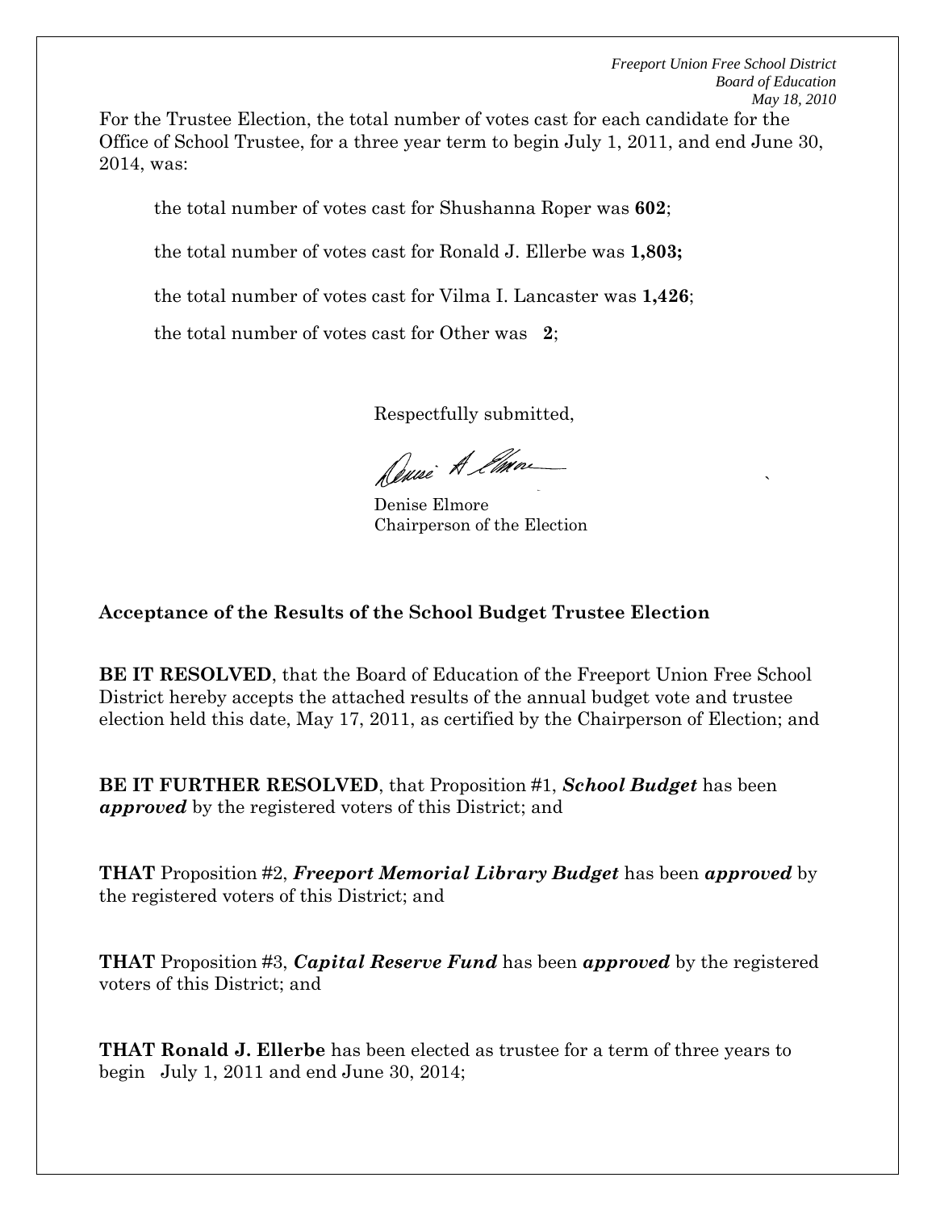For the Trustee Election, the total number of votes cast for each candidate for the Office of School Trustee, for a three year term to begin July 1, 2011, and end June 30, 2014, was:

the total number of votes cast for Shushanna Roper was **602**;

the total number of votes cast for Ronald J. Ellerbe was **1,803;**

the total number of votes cast for Vilma I. Lancaster was **1,426**;

the total number of votes cast for Other was **2**;

Respectfully submitted,

Denise Elmore
Chairperson of the Election

**Acceptance of the Results of the School Budget Trustee Election**

**BE IT RESOLVED**, that the Board of Education of the Freeport Union Free School District hereby accepts the attached results of the annual budget vote and trustee election held this date, May 17, 2011, as certified by the Chairperson of Election; and

**BE IT FURTHER RESOLVED**, that Proposition #1, ***School Budget*** has been ***approved*** by the registered voters of this District; and

**THAT** Proposition #2, ***Freeport Memorial Library Budget*** has been ***approved*** by the registered voters of this District; and

**THAT** Proposition #3, ***Capital Reserve Fund*** has been ***approved*** by the registered voters of this District; and

**THAT Ronald J. Ellerbe** has been elected as trustee for a term of three years to begin July 1, 2011 and end June 30, 2014;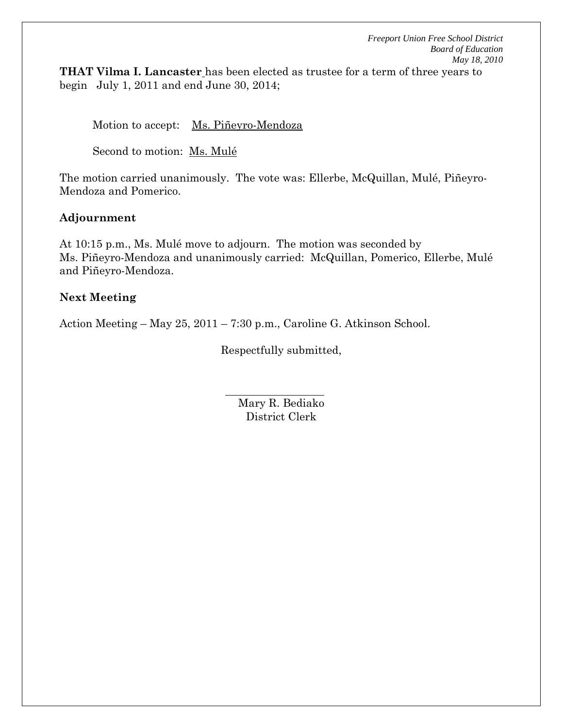**THAT Vilma I. Lancaster** has been elected as trustee for a term of three years to begin July 1, 2011 and end June 30, 2014;

Motion to accept: Ms. Piñeyro-Mendoza

Second to motion: Ms. Mulé

The motion carried unanimously. The vote was: Ellerbe, McQuillan, Mulé, Piñeyro-Mendoza and Pomerico.

**Adjournment**

At 10:15 p.m., Ms. Mulé move to adjourn. The motion was seconded by Ms. Piñeyro-Mendoza and unanimously carried: McQuillan, Pomerico, Ellerbe, Mulé and Piñeyro-Mendoza.

**Next Meeting**

Action Meeting – May 25, 2011 – 7:30 p.m., Caroline G. Atkinson School.

Respectfully submitted,

Mary R. Bediako
District Clerk